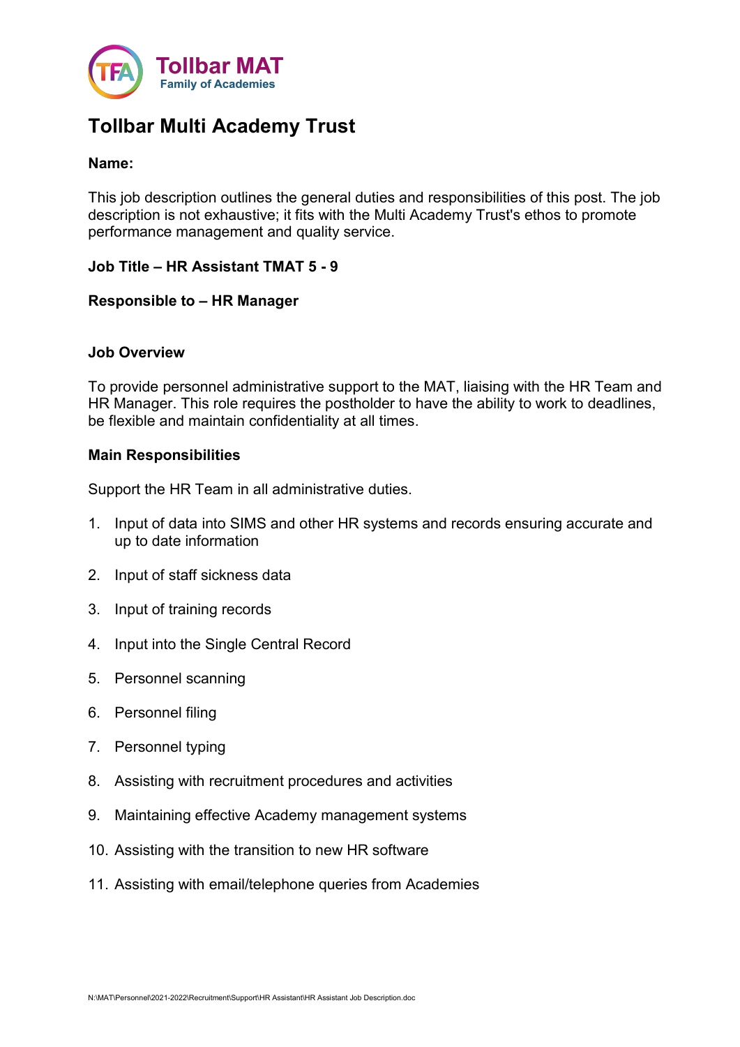# Tollbar Multi Academy Trust

**Name:**

This job description outlines the general duties and responsibilities of this post. The job description is not exhaustive; it fits with the Multi Academy Trust's ethos to promote performance management and quality service.

**Job Title – HR Assistant TMAT 5 - 9**

**Responsible to – HR Manager**

**Job Overview**

To provide personnel administrative support to the MAT, liaising with the HR Team and HR Manager. This role requires the postholder to have the ability to work to deadlines, be flexible and maintain confidentiality at all times.

**Main Responsibilities**

Support the HR Team in all administrative duties.

1. Input of data into SIMS and other HR systems and records ensuring accurate and up to date information
2. Input of staff sickness data
3. Input of training records
4. Input into the Single Central Record
5. Personnel scanning
6. Personnel filing
7. Personnel typing
8. Assisting with recruitment procedures and activities
9. Maintaining effective Academy management systems
10. Assisting with the transition to new HR software
11. Assisting with email/telephone queries from Academies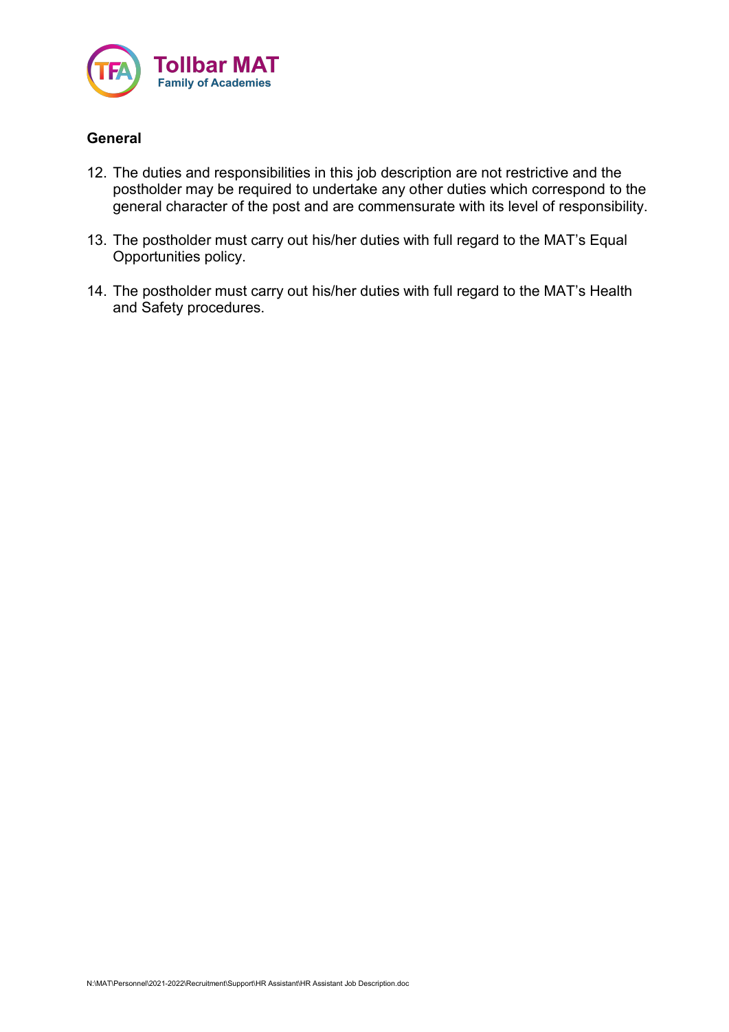## General

12. The duties and responsibilities in this job description are not restrictive and the postholder may be required to undertake any other duties which correspond to the general character of the post and are commensurate with its level of responsibility.

13. The postholder must carry out his/her duties with full regard to the MAT's Equal Opportunities policy.

14. The postholder must carry out his/her duties with full regard to the MAT's Health and Safety procedures.